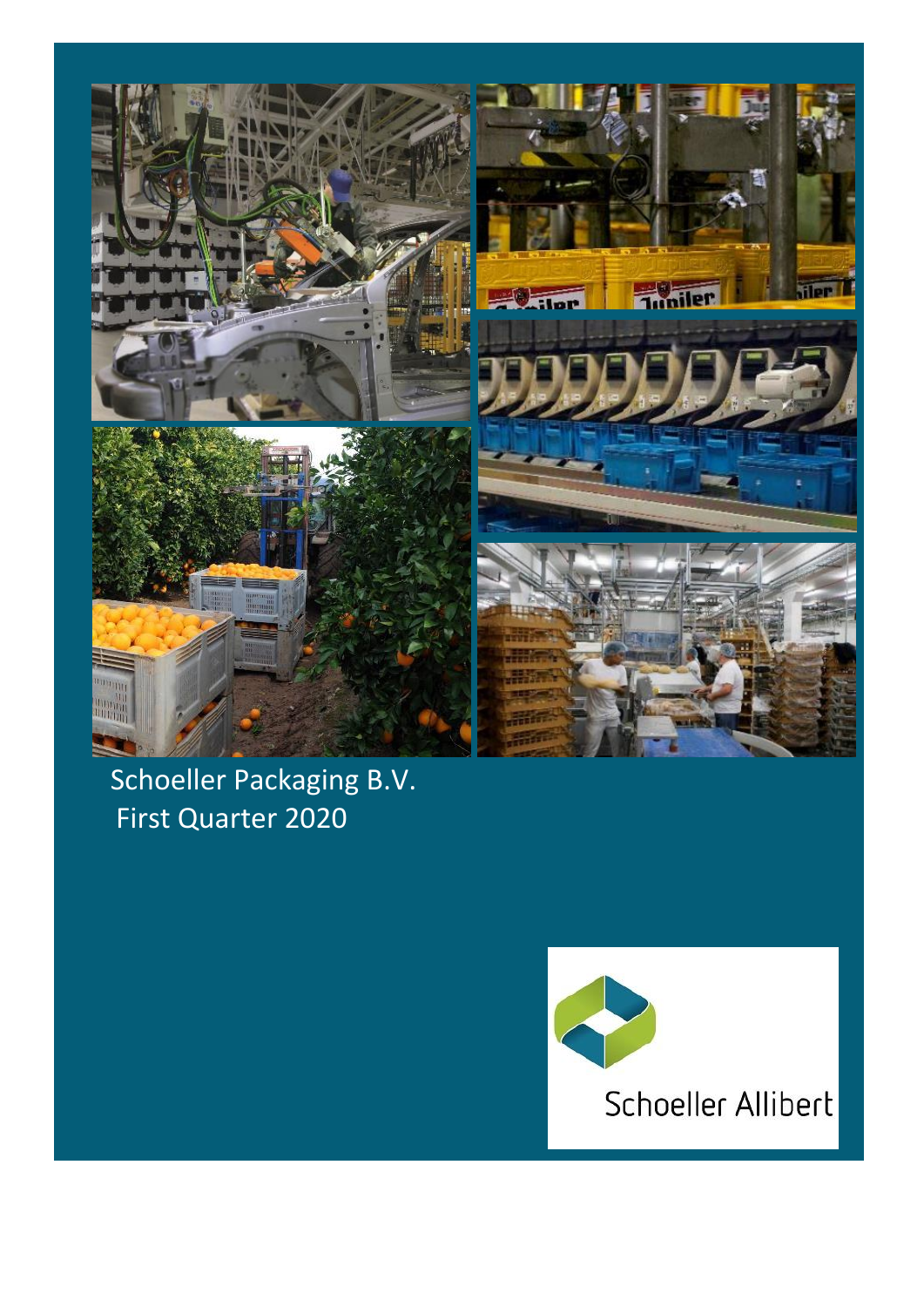# Schoeller Packaging B.V.
## First Quarter 2020

Schoeller Allibert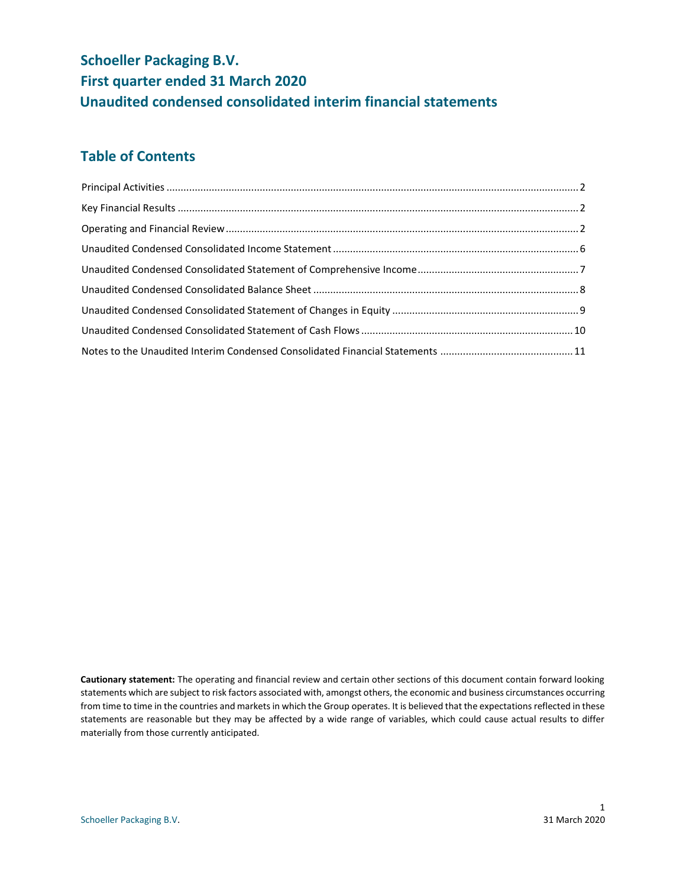# Schoeller Packaging B.V.
# First quarter ended 31 March 2020
# Unaudited condensed consolidated interim financial statements

## Table of Contents

| | |
|---|---|
| Principal Activities | 2 |
| Key Financial Results | 2 |
| Operating and Financial Review | 2 |
| Unaudited Condensed Consolidated Income Statement | 6 |
| Unaudited Condensed Consolidated Statement of Comprehensive Income | 7 |
| Unaudited Condensed Consolidated Balance Sheet | 8 |
| Unaudited Condensed Consolidated Statement of Changes in Equity | 9 |
| Unaudited Condensed Consolidated Statement of Cash Flows | 10 |
| Notes to the Unaudited Interim Condensed Consolidated Financial Statements | 11 |

**Cautionary statement:** The operating and financial review and certain other sections of this document contain forward looking statements which are subject to risk factors associated with, amongst others, the economic and business circumstances occurring from time to time in the countries and markets in which the Group operates. It is believed that the expectations reflected in these statements are reasonable but they may be affected by a wide range of variables, which could cause actual results to differ materially from those currently anticipated.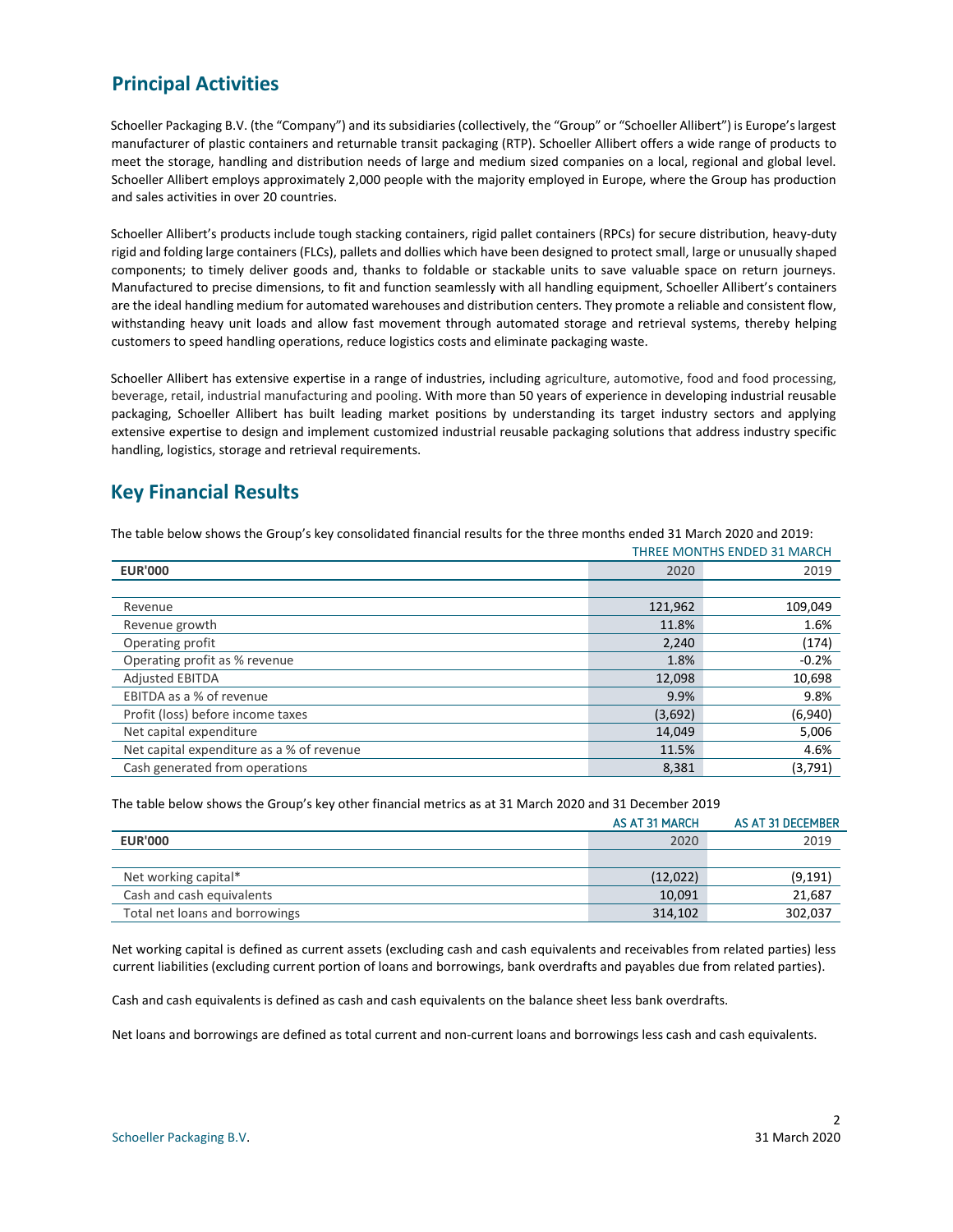## Principal Activities

Schoeller Packaging B.V. (the "Company") and its subsidiaries (collectively, the "Group" or "Schoeller Allibert") is Europe's largest manufacturer of plastic containers and returnable transit packaging (RTP). Schoeller Allibert offers a wide range of products to meet the storage, handling and distribution needs of large and medium sized companies on a local, regional and global level. Schoeller Allibert employs approximately 2,000 people with the majority employed in Europe, where the Group has production and sales activities in over 20 countries.

Schoeller Allibert's products include tough stacking containers, rigid pallet containers (RPCs) for secure distribution, heavy-duty rigid and folding large containers (FLCs), pallets and dollies which have been designed to protect small, large or unusually shaped components; to timely deliver goods and, thanks to foldable or stackable units to save valuable space on return journeys. Manufactured to precise dimensions, to fit and function seamlessly with all handling equipment, Schoeller Allibert's containers are the ideal handling medium for automated warehouses and distribution centers. They promote a reliable and consistent flow, withstanding heavy unit loads and allow fast movement through automated storage and retrieval systems, thereby helping customers to speed handling operations, reduce logistics costs and eliminate packaging waste.

Schoeller Allibert has extensive expertise in a range of industries, including agriculture, automotive, food and food processing, beverage, retail, industrial manufacturing and pooling. With more than 50 years of experience in developing industrial reusable packaging, Schoeller Allibert has built leading market positions by understanding its target industry sectors and applying extensive expertise to design and implement customized industrial reusable packaging solutions that address industry specific handling, logistics, storage and retrieval requirements.

## Key Financial Results

The table below shows the Group's key consolidated financial results for the three months ended 31 March 2020 and 2019:

| | THREE MONTHS ENDED 31 MARCH | |
|---|---|---|
| **EUR'000** | 2020 | 2019 |
| Revenue | 121,962 | 109,049 |
| Revenue growth | 11.8% | 1.6% |
| Operating profit | 2,240 | (174) |
| Operating profit as % revenue | 1.8% | -0.2% |
| Adjusted EBITDA | 12,098 | 10,698 |
| EBITDA as a % of revenue | 9.9% | 9.8% |
| Profit (loss) before income taxes | (3,692) | (6,940) |
| Net capital expenditure | 14,049 | 5,006 |
| Net capital expenditure as a % of revenue | 11.5% | 4.6% |
| Cash generated from operations | 8,381 | (3,791) |

The table below shows the Group's key other financial metrics as at 31 March 2020 and 31 December 2019

| | AS AT 31 MARCH | AS AT 31 DECEMBER |
|---|---|---|
| **EUR'000** | 2020 | 2019 |
| Net working capital* | (12,022) | (9,191) |
| Cash and cash equivalents | 10,091 | 21,687 |
| Total net loans and borrowings | 314,102 | 302,037 |

Net working capital is defined as current assets (excluding cash and cash equivalents and receivables from related parties) less current liabilities (excluding current portion of loans and borrowings, bank overdrafts and payables due from related parties).

Cash and cash equivalents is defined as cash and cash equivalents on the balance sheet less bank overdrafts.

Net loans and borrowings are defined as total current and non-current loans and borrowings less cash and cash equivalents.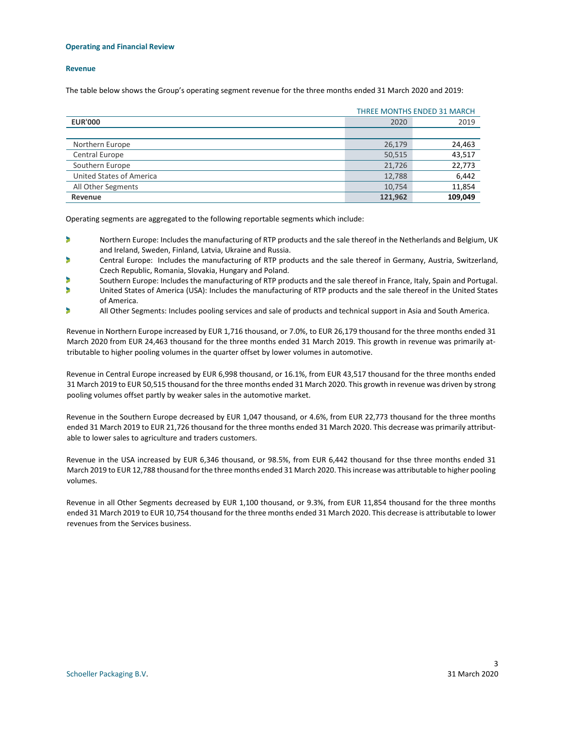## Operating and Financial Review

### Revenue

The table below shows the Group's operating segment revenue for the three months ended 31 March 2020 and 2019:

| | THREE MONTHS ENDED 31 MARCH | |
|---|---|---|
| **EUR'000** | 2020 | 2019 |
| | | |
| Northern Europe | 26,179 | 24,463 |
| Central Europe | 50,515 | 43,517 |
| Southern Europe | 21,726 | 22,773 |
| United States of America | 12,788 | 6,442 |
| All Other Segments | 10,754 | 11,854 |
| **Revenue** | **121,962** | **109,049** |

Operating segments are aggregated to the following reportable segments which include:

- Northern Europe: Includes the manufacturing of RTP products and the sale thereof in the Netherlands and Belgium, UK and Ireland, Sweden, Finland, Latvia, Ukraine and Russia.
- Central Europe: Includes the manufacturing of RTP products and the sale thereof in Germany, Austria, Switzerland, Czech Republic, Romania, Slovakia, Hungary and Poland.
- Southern Europe: Includes the manufacturing of RTP products and the sale thereof in France, Italy, Spain and Portugal.
- United States of America (USA): Includes the manufacturing of RTP products and the sale thereof in the United States of America.
- All Other Segments: Includes pooling services and sale of products and technical support in Asia and South America.

Revenue in Northern Europe increased by EUR 1,716 thousand, or 7.0%, to EUR 26,179 thousand for the three months ended 31 March 2020 from EUR 24,463 thousand for the three months ended 31 March 2019. This growth in revenue was primarily attributable to higher pooling volumes in the quarter offset by lower volumes in automotive.

Revenue in Central Europe increased by EUR 6,998 thousand, or 16.1%, from EUR 43,517 thousand for the three months ended 31 March 2019 to EUR 50,515 thousand for the three months ended 31 March 2020. This growth in revenue was driven by strong pooling volumes offset partly by weaker sales in the automotive market.

Revenue in the Southern Europe decreased by EUR 1,047 thousand, or 4.6%, from EUR 22,773 thousand for the three months ended 31 March 2019 to EUR 21,726 thousand for the three months ended 31 March 2020. This decrease was primarily attributable to lower sales to agriculture and traders customers.

Revenue in the USA increased by EUR 6,346 thousand, or 98.5%, from EUR 6,442 thousand for thse three months ended 31 March 2019 to EUR 12,788 thousand for the three months ended 31 March 2020. This increase was attributable to higher pooling volumes.

Revenue in all Other Segments decreased by EUR 1,100 thousand, or 9.3%, from EUR 11,854 thousand for the three months ended 31 March 2019 to EUR 10,754 thousand for the three months ended 31 March 2020. This decrease is attributable to lower revenues from the Services business.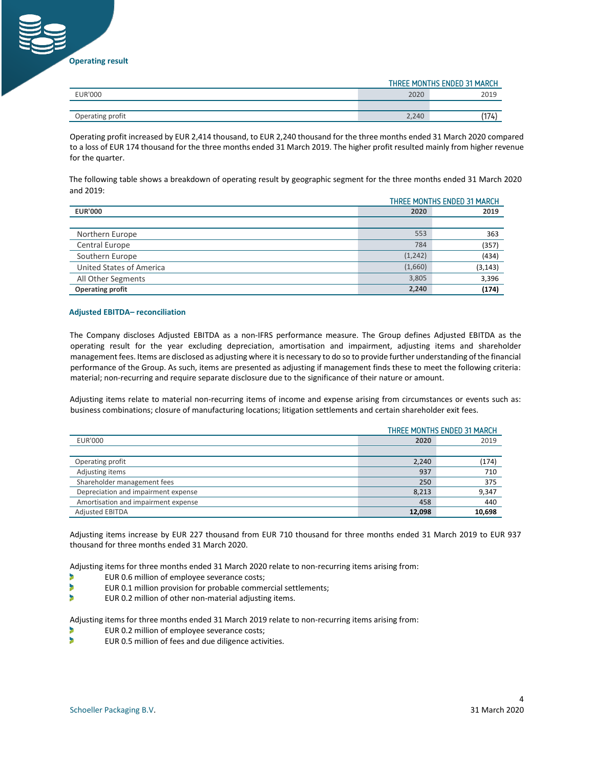### Operating result

| EUR'000 | THREE MONTHS ENDED 31 MARCH 2020 | 2019 |
|---|---|---|
| Operating profit | 2,240 | (174) |

Operating profit increased by EUR 2,414 thousand, to EUR 2,240 thousand for the three months ended 31 March 2020 compared to a loss of EUR 174 thousand for the three months ended 31 March 2019. The higher profit resulted mainly from higher revenue for the quarter.

The following table shows a breakdown of operating result by geographic segment for the three months ended 31 March 2020 and 2019:

| EUR'000 | THREE MONTHS ENDED 31 MARCH 2020 | 2019 |
|---|---|---|
| Northern Europe | 553 | 363 |
| Central Europe | 784 | (357) |
| Southern Europe | (1,242) | (434) |
| United States of America | (1,660) | (3,143) |
| All Other Segments | 3,805 | 3,396 |
| **Operating profit** | **2,240** | **(174)** |

### Adjusted EBITDA– reconciliation

The Company discloses Adjusted EBITDA as a non-IFRS performance measure. The Group defines Adjusted EBITDA as the operating result for the year excluding depreciation, amortisation and impairment, adjusting items and shareholder management fees. Items are disclosed as adjusting where it is necessary to do so to provide further understanding of the financial performance of the Group. As such, items are presented as adjusting if management finds these to meet the following criteria: material; non-recurring and require separate disclosure due to the significance of their nature or amount.

Adjusting items relate to material non-recurring items of income and expense arising from circumstances or events such as: business combinations; closure of manufacturing locations; litigation settlements and certain shareholder exit fees.

| EUR'000 | THREE MONTHS ENDED 31 MARCH 2020 | 2019 |
|---|---|---|
| Operating profit | 2,240 | (174) |
| Adjusting items | 937 | 710 |
| Shareholder management fees | 250 | 375 |
| Depreciation and impairment expense | 8,213 | 9,347 |
| Amortisation and impairment expense | 458 | 440 |
| Adjusted EBITDA | **12,098** | **10,698** |

Adjusting items increase by EUR 227 thousand from EUR 710 thousand for three months ended 31 March 2019 to EUR 937 thousand for three months ended 31 March 2020.

Adjusting items for three months ended 31 March 2020 relate to non-recurring items arising from:

- EUR 0.6 million of employee severance costs;
- EUR 0.1 million provision for probable commercial settlements;
- EUR 0.2 million of other non-material adjusting items.

Adjusting items for three months ended 31 March 2019 relate to non-recurring items arising from:

- EUR 0.2 million of employee severance costs;
- EUR 0.5 million of fees and due diligence activities.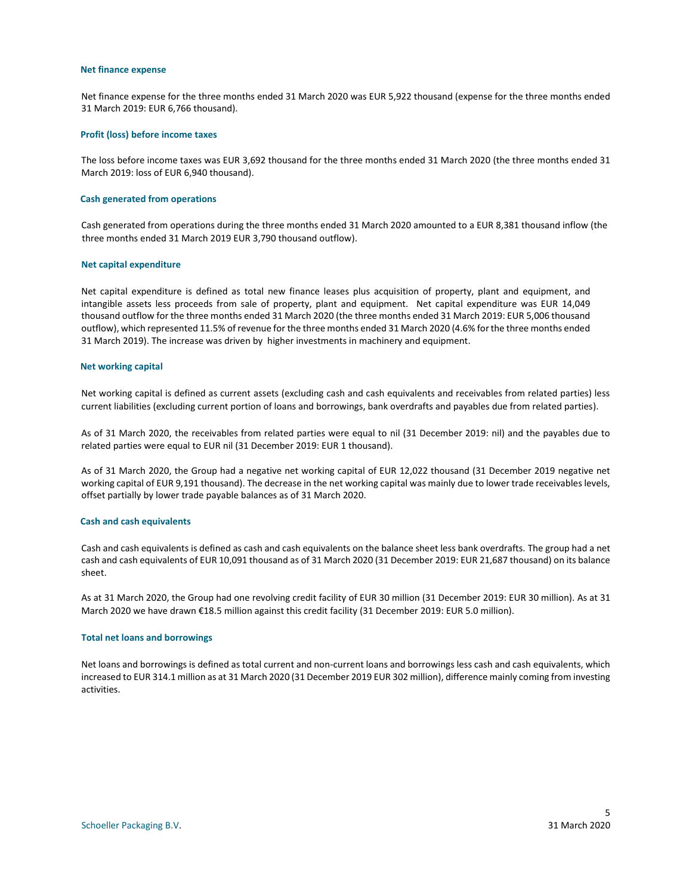### Net finance expense

Net finance expense for the three months ended 31 March 2020 was EUR 5,922 thousand (expense for the three months ended 31 March 2019: EUR 6,766 thousand).

### Profit (loss) before income taxes

The loss before income taxes was EUR 3,692 thousand for the three months ended 31 March 2020 (the three months ended 31 March 2019: loss of EUR 6,940 thousand).

### Cash generated from operations

Cash generated from operations during the three months ended 31 March 2020 amounted to a EUR 8,381 thousand inflow (the three months ended 31 March 2019 EUR 3,790 thousand outflow).

### Net capital expenditure

Net capital expenditure is defined as total new finance leases plus acquisition of property, plant and equipment, and intangible assets less proceeds from sale of property, plant and equipment. Net capital expenditure was EUR 14,049 thousand outflow for the three months ended 31 March 2020 (the three months ended 31 March 2019: EUR 5,006 thousand outflow), which represented 11.5% of revenue for the three months ended 31 March 2020 (4.6% for the three months ended 31 March 2019). The increase was driven by higher investments in machinery and equipment.

### Net working capital

Net working capital is defined as current assets (excluding cash and cash equivalents and receivables from related parties) less current liabilities (excluding current portion of loans and borrowings, bank overdrafts and payables due from related parties).

As of 31 March 2020, the receivables from related parties were equal to nil (31 December 2019: nil) and the payables due to related parties were equal to EUR nil (31 December 2019: EUR 1 thousand).

As of 31 March 2020, the Group had a negative net working capital of EUR 12,022 thousand (31 December 2019 negative net working capital of EUR 9,191 thousand). The decrease in the net working capital was mainly due to lower trade receivables levels, offset partially by lower trade payable balances as of 31 March 2020.

### Cash and cash equivalents

Cash and cash equivalents is defined as cash and cash equivalents on the balance sheet less bank overdrafts. The group had a net cash and cash equivalents of EUR 10,091 thousand as of 31 March 2020 (31 December 2019: EUR 21,687 thousand) on its balance sheet.

As at 31 March 2020, the Group had one revolving credit facility of EUR 30 million (31 December 2019: EUR 30 million). As at 31 March 2020 we have drawn €18.5 million against this credit facility (31 December 2019: EUR 5.0 million).

### Total net loans and borrowings

Net loans and borrowings is defined as total current and non-current loans and borrowings less cash and cash equivalents, which increased to EUR 314.1 million as at 31 March 2020 (31 December 2019 EUR 302 million), difference mainly coming from investing activities.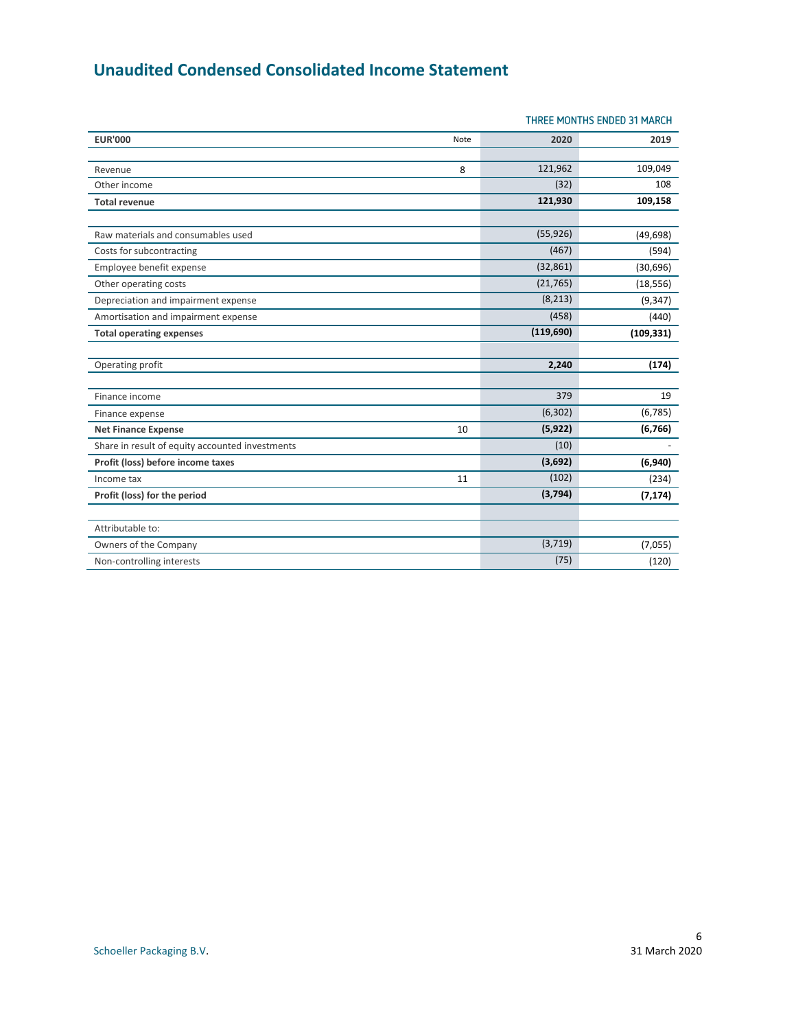# Unaudited Condensed Consolidated Income Statement

| EUR'000 | Note | THREE MONTHS ENDED 31 MARCH 2020 | 2019 |
|---|---|---|---|
| Revenue | 8 | 121,962 | 109,049 |
| Other income | | (32) | 108 |
| **Total revenue** | | **121,930** | **109,158** |
| Raw materials and consumables used | | (55,926) | (49,698) |
| Costs for subcontracting | | (467) | (594) |
| Employee benefit expense | | (32,861) | (30,696) |
| Other operating costs | | (21,765) | (18,556) |
| Depreciation and impairment expense | | (8,213) | (9,347) |
| Amortisation and impairment expense | | (458) | (440) |
| **Total operating expenses** | | **(119,690)** | **(109,331)** |
| Operating profit | | **2,240** | **(174)** |
| Finance income | | 379 | 19 |
| Finance expense | | (6,302) | (6,785) |
| **Net Finance Expense** | 10 | **(5,922)** | **(6,766)** |
| Share in result of equity accounted investments | | (10) | - |
| **Profit (loss) before income taxes** | | **(3,692)** | **(6,940)** |
| Income tax | 11 | (102) | (234) |
| **Profit (loss) for the period** | | **(3,794)** | **(7,174)** |
| Attributable to: | | | |
| Owners of the Company | | (3,719) | (7,055) |
| Non-controlling interests | | (75) | (120) |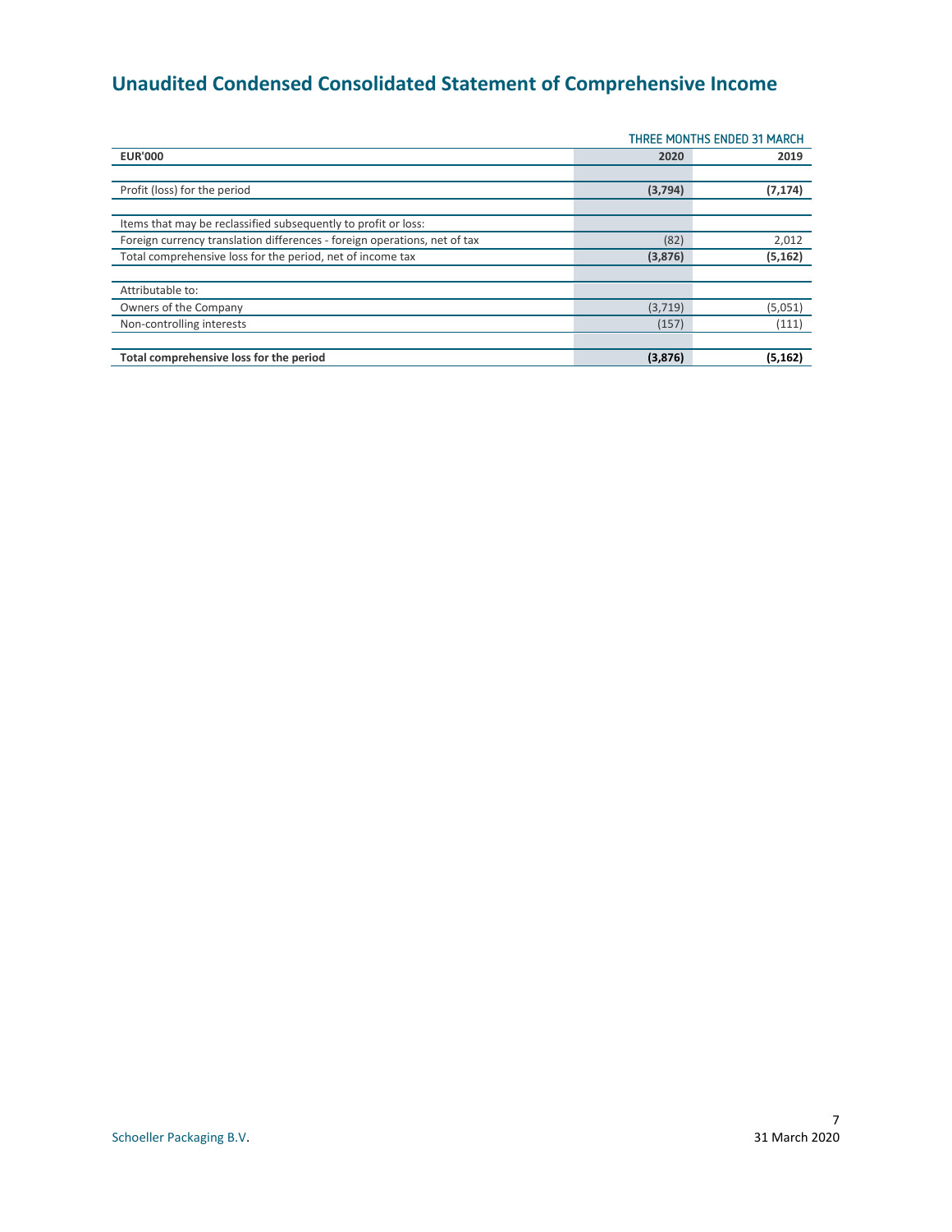# Unaudited Condensed Consolidated Statement of Comprehensive Income

| | THREE MONTHS ENDED 31 MARCH | |
|---|---|---|
| **EUR'000** | **2020** | **2019** |
| | | |
| Profit (loss) for the period | **(3,794)** | **(7,174)** |
| | | |
| Items that may be reclassified subsequently to profit or loss: | | |
| Foreign currency translation differences - foreign operations, net of tax | (82) | 2,012 |
| Total comprehensive loss for the period, net of income tax | **(3,876)** | **(5,162)** |
| | | |
| Attributable to: | | |
| Owners of the Company | (3,719) | (5,051) |
| Non-controlling interests | (157) | (111) |
| | | |
| **Total comprehensive loss for the period** | **(3,876)** | **(5,162)** |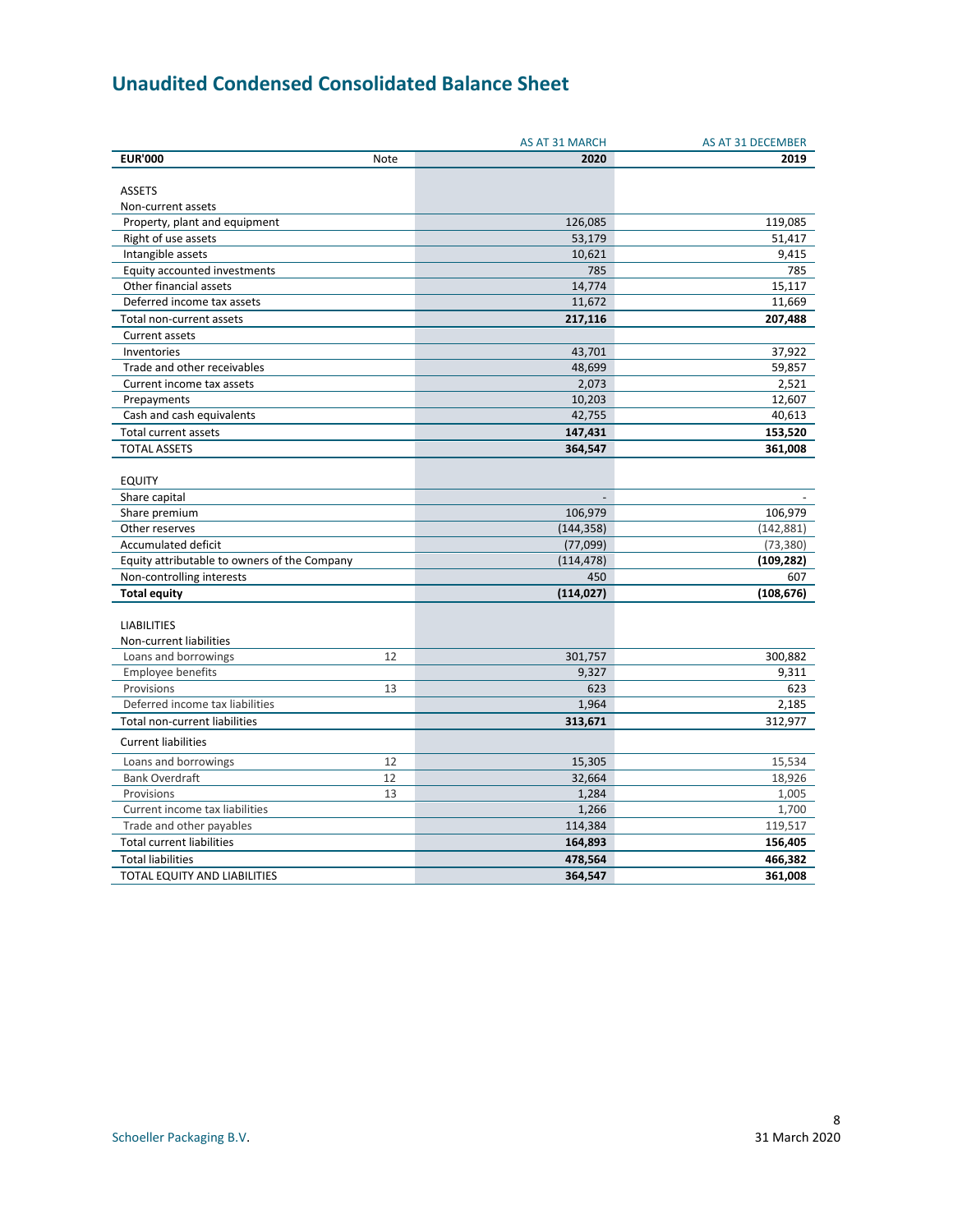# Unaudited Condensed Consolidated Balance Sheet

| EUR'000 | Note | AS AT 31 MARCH 2020 | AS AT 31 DECEMBER 2019 |
|---|---|---|---|
| ASSETS | | | |
| Non-current assets | | | |
| Property, plant and equipment | | 126,085 | 119,085 |
| Right of use assets | | 53,179 | 51,417 |
| Intangible assets | | 10,621 | 9,415 |
| Equity accounted investments | | 785 | 785 |
| Other financial assets | | 14,774 | 15,117 |
| Deferred income tax assets | | 11,672 | 11,669 |
| Total non-current assets | | **217,116** | **207,488** |
| Current assets | | | |
| Inventories | | 43,701 | 37,922 |
| Trade and other receivables | | 48,699 | 59,857 |
| Current income tax assets | | 2,073 | 2,521 |
| Prepayments | | 10,203 | 12,607 |
| Cash and cash equivalents | | 42,755 | 40,613 |
| Total current assets | | **147,431** | **153,520** |
| TOTAL ASSETS | | **364,547** | **361,008** |
| EQUITY | | | |
| Share capital | | - | - |
| Share premium | | 106,979 | 106,979 |
| Other reserves | | (144,358) | (142,881) |
| Accumulated deficit | | (77,099) | (73,380) |
| Equity attributable to owners of the Company | | (114,478) | **(109,282)** |
| Non-controlling interests | | 450 | 607 |
| **Total equity** | | **(114,027)** | **(108,676)** |
| LIABILITIES | | | |
| Non-current liabilities | | | |
| Loans and borrowings | 12 | 301,757 | 300,882 |
| Employee benefits | | 9,327 | 9,311 |
| Provisions | 13 | 623 | 623 |
| Deferred income tax liabilities | | 1,964 | 2,185 |
| Total non-current liabilities | | **313,671** | 312,977 |
| Current liabilities | | | |
| Loans and borrowings | 12 | 15,305 | 15,534 |
| Bank Overdraft | 12 | 32,664 | 18,926 |
| Provisions | 13 | 1,284 | 1,005 |
| Current income tax liabilities | | 1,266 | 1,700 |
| Trade and other payables | | 114,384 | 119,517 |
| Total current liabilities | | **164,893** | **156,405** |
| Total liabilities | | **478,564** | **466,382** |
| TOTAL EQUITY AND LIABILITIES | | **364,547** | **361,008** |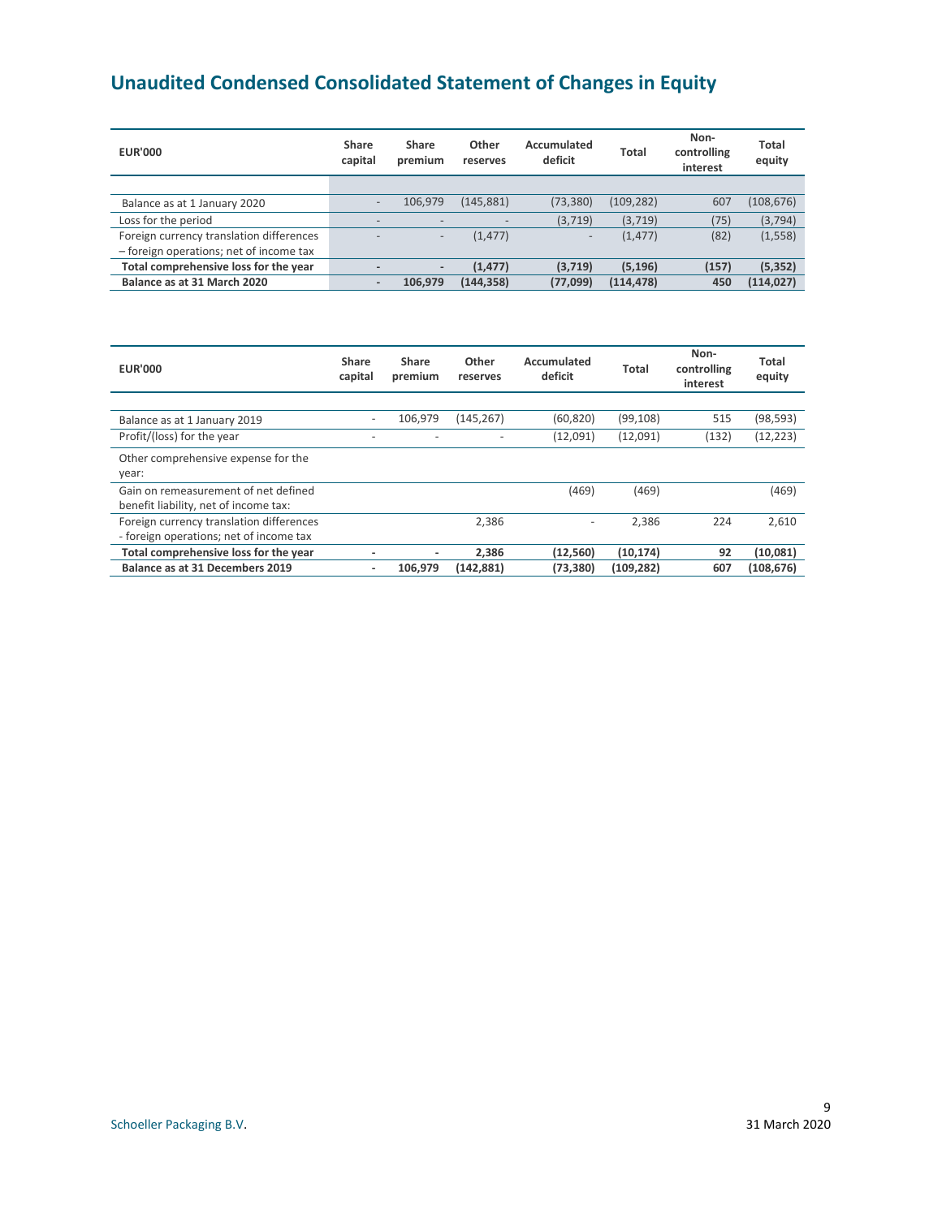# Unaudited Condensed Consolidated Statement of Changes in Equity

| EUR'000 | Share capital | Share premium | Other reserves | Accumulated deficit | Total | Non-controlling interest | Total equity |
|---|---|---|---|---|---|---|---|
| Balance as at 1 January 2020 | - | 106,979 | (145,881) | (73,380) | (109,282) | 607 | (108,676) |
| Loss for the period | - | - | - | (3,719) | (3,719) | (75) | (3,794) |
| Foreign currency translation differences – foreign operations; net of income tax | - | - | (1,477) | - | (1,477) | (82) | (1,558) |
| **Total comprehensive loss for the year** | **-** | **-** | **(1,477)** | **(3,719)** | **(5,196)** | **(157)** | **(5,352)** |
| **Balance as at 31 March 2020** | **-** | **106,979** | **(144,358)** | **(77,099)** | **(114,478)** | **450** | **(114,027)** |

| EUR'000 | Share capital | Share premium | Other reserves | Accumulated deficit | Total | Non-controlling interest | Total equity |
|---|---|---|---|---|---|---|---|
| Balance as at 1 January 2019 | - | 106,979 | (145,267) | (60,820) | (99,108) | 515 | (98,593) |
| Profit/(loss) for the year | - | - | - | (12,091) | (12,091) | (132) | (12,223) |
| Other comprehensive expense for the year: | | | | | | | |
| Gain on remeasurement of net defined benefit liability, net of income tax: | | | | (469) | (469) | | (469) |
| Foreign currency translation differences - foreign operations; net of income tax | | | 2,386 | - | 2,386 | 224 | 2,610 |
| **Total comprehensive loss for the year** | **-** | **-** | **2,386** | **(12,560)** | **(10,174)** | **92** | **(10,081)** |
| **Balance as at 31 Decembers 2019** | **-** | **106,979** | **(142,881)** | **(73,380)** | **(109,282)** | **607** | **(108,676)** |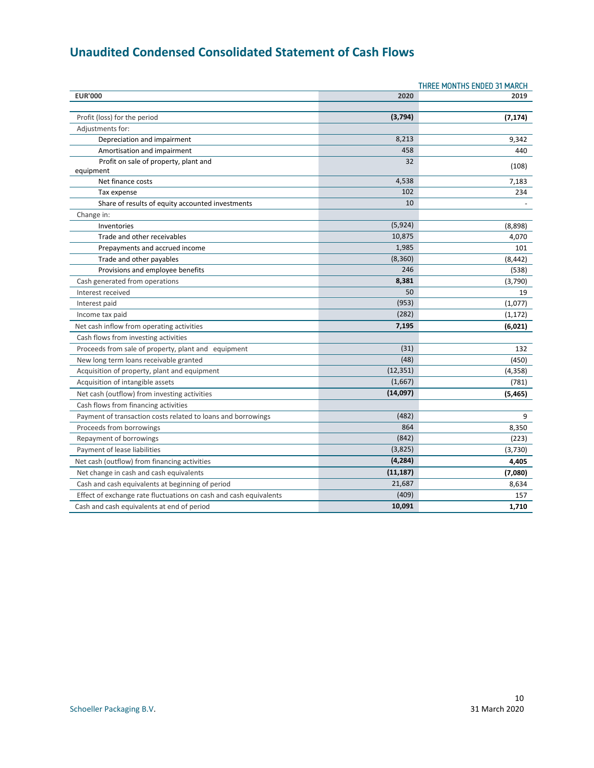## Unaudited Condensed Consolidated Statement of Cash Flows

| | THREE MONTHS ENDED 31 MARCH | |
|---|---|---|
| **EUR'000** | **2020** | **2019** |
| Profit (loss) for the period | **(3,794)** | **(7,174)** |
| Adjustments for: | | |
| Depreciation and impairment | 8,213 | 9,342 |
| Amortisation and impairment | 458 | 440 |
| Profit on sale of property, plant and equipment | 32 | (108) |
| Net finance costs | 4,538 | 7,183 |
| Tax expense | 102 | 234 |
| Share of results of equity accounted investments | 10 | - |
| Change in: | | |
| Inventories | (5,924) | (8,898) |
| Trade and other receivables | 10,875 | 4,070 |
| Prepayments and accrued income | 1,985 | 101 |
| Trade and other payables | (8,360) | (8,442) |
| Provisions and employee benefits | 246 | (538) |
| Cash generated from operations | **8,381** | (3,790) |
| Interest received | 50 | 19 |
| Interest paid | (953) | (1,077) |
| Income tax paid | (282) | (1,172) |
| Net cash inflow from operating activities | **7,195** | **(6,021)** |
| Cash flows from investing activities | | |
| Proceeds from sale of property, plant and equipment | (31) | 132 |
| New long term loans receivable granted | (48) | (450) |
| Acquisition of property, plant and equipment | (12,351) | (4,358) |
| Acquisition of intangible assets | (1,667) | (781) |
| Net cash (outflow) from investing activities | **(14,097)** | **(5,465)** |
| Cash flows from financing activities | | |
| Payment of transaction costs related to loans and borrowings | (482) | 9 |
| Proceeds from borrowings | 864 | 8,350 |
| Repayment of borrowings | (842) | (223) |
| Payment of lease liabilities | (3,825) | (3,730) |
| Net cash (outflow) from financing activities | **(4,284)** | **4,405** |
| Net change in cash and cash equivalents | **(11,187)** | **(7,080)** |
| Cash and cash equivalents at beginning of period | 21,687 | 8,634 |
| Effect of exchange rate fluctuations on cash and cash equivalents | (409) | 157 |
| Cash and cash equivalents at end of period | **10,091** | **1,710** |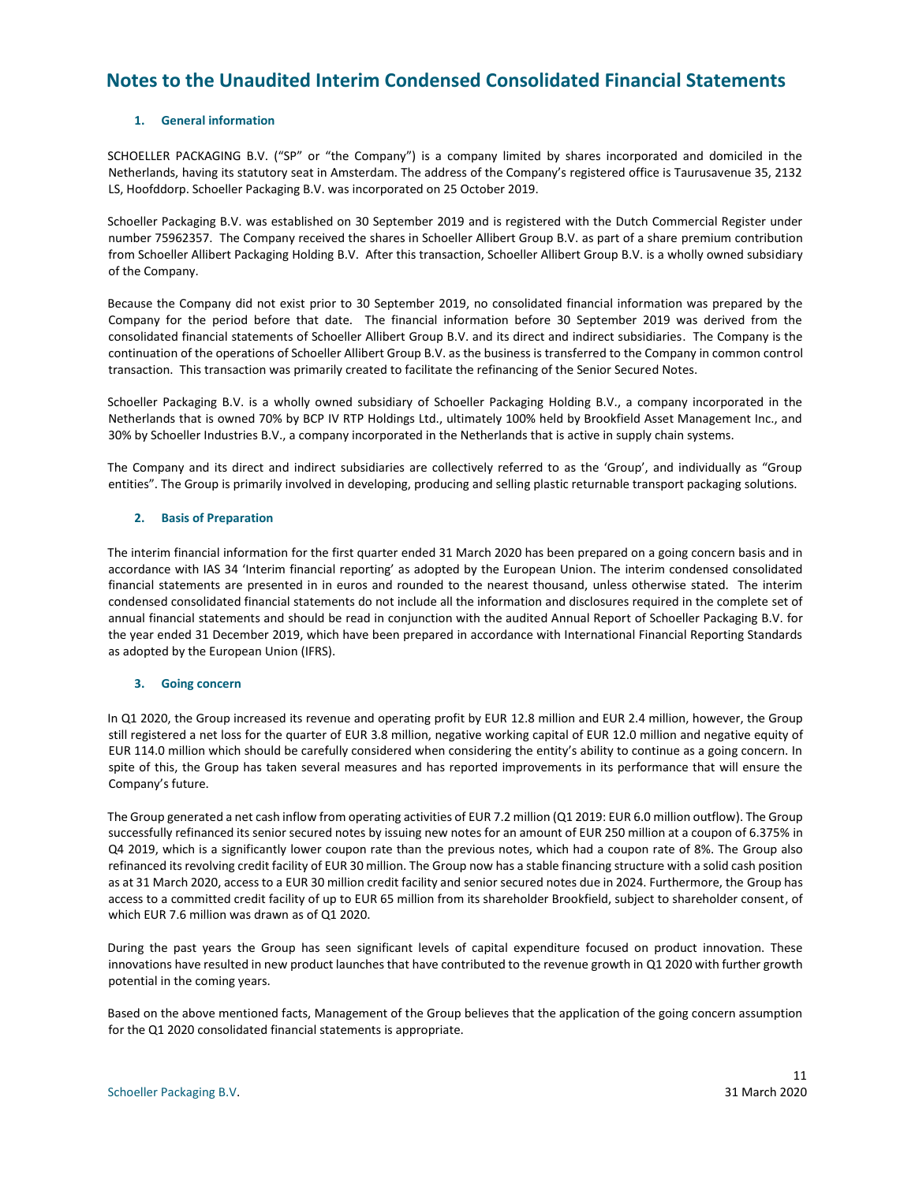# Notes to the Unaudited Interim Condensed Consolidated Financial Statements

## 1. General information

SCHOELLER PACKAGING B.V. ("SP" or "the Company") is a company limited by shares incorporated and domiciled in the Netherlands, having its statutory seat in Amsterdam. The address of the Company's registered office is Taurusavenue 35, 2132 LS, Hoofddorp. Schoeller Packaging B.V. was incorporated on 25 October 2019.

Schoeller Packaging B.V. was established on 30 September 2019 and is registered with the Dutch Commercial Register under number 75962357. The Company received the shares in Schoeller Allibert Group B.V. as part of a share premium contribution from Schoeller Allibert Packaging Holding B.V. After this transaction, Schoeller Allibert Group B.V. is a wholly owned subsidiary of the Company.

Because the Company did not exist prior to 30 September 2019, no consolidated financial information was prepared by the Company for the period before that date. The financial information before 30 September 2019 was derived from the consolidated financial statements of Schoeller Allibert Group B.V. and its direct and indirect subsidiaries. The Company is the continuation of the operations of Schoeller Allibert Group B.V. as the business is transferred to the Company in common control transaction. This transaction was primarily created to facilitate the refinancing of the Senior Secured Notes.

Schoeller Packaging B.V. is a wholly owned subsidiary of Schoeller Packaging Holding B.V., a company incorporated in the Netherlands that is owned 70% by BCP IV RTP Holdings Ltd., ultimately 100% held by Brookfield Asset Management Inc., and 30% by Schoeller Industries B.V., a company incorporated in the Netherlands that is active in supply chain systems.

The Company and its direct and indirect subsidiaries are collectively referred to as the 'Group', and individually as "Group entities". The Group is primarily involved in developing, producing and selling plastic returnable transport packaging solutions.

## 2. Basis of Preparation

The interim financial information for the first quarter ended 31 March 2020 has been prepared on a going concern basis and in accordance with IAS 34 'Interim financial reporting' as adopted by the European Union. The interim condensed consolidated financial statements are presented in in euros and rounded to the nearest thousand, unless otherwise stated. The interim condensed consolidated financial statements do not include all the information and disclosures required in the complete set of annual financial statements and should be read in conjunction with the audited Annual Report of Schoeller Packaging B.V. for the year ended 31 December 2019, which have been prepared in accordance with International Financial Reporting Standards as adopted by the European Union (IFRS).

## 3. Going concern

In Q1 2020, the Group increased its revenue and operating profit by EUR 12.8 million and EUR 2.4 million, however, the Group still registered a net loss for the quarter of EUR 3.8 million, negative working capital of EUR 12.0 million and negative equity of EUR 114.0 million which should be carefully considered when considering the entity's ability to continue as a going concern. In spite of this, the Group has taken several measures and has reported improvements in its performance that will ensure the Company's future.

The Group generated a net cash inflow from operating activities of EUR 7.2 million (Q1 2019: EUR 6.0 million outflow). The Group successfully refinanced its senior secured notes by issuing new notes for an amount of EUR 250 million at a coupon of 6.375% in Q4 2019, which is a significantly lower coupon rate than the previous notes, which had a coupon rate of 8%. The Group also refinanced its revolving credit facility of EUR 30 million. The Group now has a stable financing structure with a solid cash position as at 31 March 2020, access to a EUR 30 million credit facility and senior secured notes due in 2024. Furthermore, the Group has access to a committed credit facility of up to EUR 65 million from its shareholder Brookfield, subject to shareholder consent, of which EUR 7.6 million was drawn as of Q1 2020.

During the past years the Group has seen significant levels of capital expenditure focused on product innovation. These innovations have resulted in new product launches that have contributed to the revenue growth in Q1 2020 with further growth potential in the coming years.

Based on the above mentioned facts, Management of the Group believes that the application of the going concern assumption for the Q1 2020 consolidated financial statements is appropriate.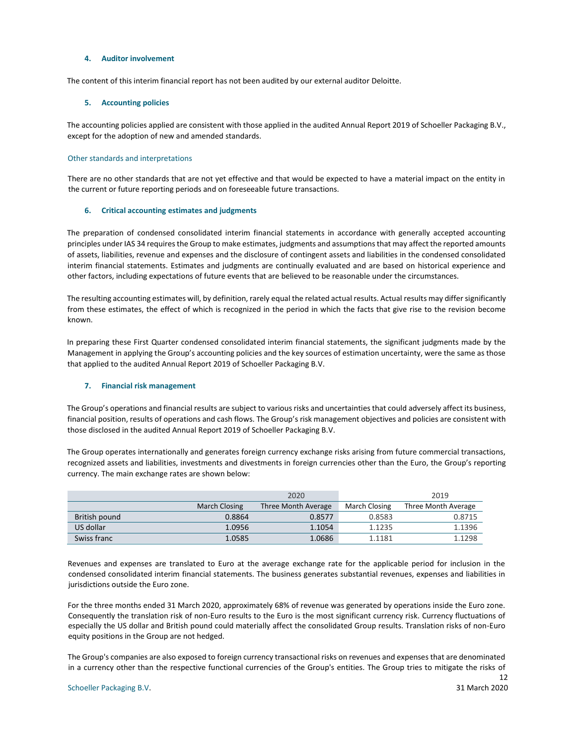### 4. Auditor involvement

The content of this interim financial report has not been audited by our external auditor Deloitte.

### 5. Accounting policies

The accounting policies applied are consistent with those applied in the audited Annual Report 2019 of Schoeller Packaging B.V., except for the adoption of new and amended standards.

#### Other standards and interpretations

There are no other standards that are not yet effective and that would be expected to have a material impact on the entity in the current or future reporting periods and on foreseeable future transactions.

### 6. Critical accounting estimates and judgments

The preparation of condensed consolidated interim financial statements in accordance with generally accepted accounting principles under IAS 34 requires the Group to make estimates, judgments and assumptions that may affect the reported amounts of assets, liabilities, revenue and expenses and the disclosure of contingent assets and liabilities in the condensed consolidated interim financial statements. Estimates and judgments are continually evaluated and are based on historical experience and other factors, including expectations of future events that are believed to be reasonable under the circumstances.

The resulting accounting estimates will, by definition, rarely equal the related actual results. Actual results may differ significantly from these estimates, the effect of which is recognized in the period in which the facts that give rise to the revision become known.

In preparing these First Quarter condensed consolidated interim financial statements, the significant judgments made by the Management in applying the Group's accounting policies and the key sources of estimation uncertainty, were the same as those that applied to the audited Annual Report 2019 of Schoeller Packaging B.V.

### 7. Financial risk management

The Group's operations and financial results are subject to various risks and uncertainties that could adversely affect its business, financial position, results of operations and cash flows. The Group's risk management objectives and policies are consistent with those disclosed in the audited Annual Report 2019 of Schoeller Packaging B.V.

The Group operates internationally and generates foreign currency exchange risks arising from future commercial transactions, recognized assets and liabilities, investments and divestments in foreign currencies other than the Euro, the Group's reporting currency. The main exchange rates are shown below:

| | 2020 | | 2019 | |
|---|---|---|---|---|
| | March Closing | Three Month Average | March Closing | Three Month Average |
| British pound | 0.8864 | 0.8577 | 0.8583 | 0.8715 |
| US dollar | 1.0956 | 1.1054 | 1.1235 | 1.1396 |
| Swiss franc | 1.0585 | 1.0686 | 1.1181 | 1.1298 |

Revenues and expenses are translated to Euro at the average exchange rate for the applicable period for inclusion in the condensed consolidated interim financial statements. The business generates substantial revenues, expenses and liabilities in jurisdictions outside the Euro zone.

For the three months ended 31 March 2020, approximately 68% of revenue was generated by operations inside the Euro zone. Consequently the translation risk of non-Euro results to the Euro is the most significant currency risk. Currency fluctuations of especially the US dollar and British pound could materially affect the consolidated Group results. Translation risks of non-Euro equity positions in the Group are not hedged.

The Group's companies are also exposed to foreign currency transactional risks on revenues and expenses that are denominated in a currency other than the respective functional currencies of the Group's entities. The Group tries to mitigate the risks of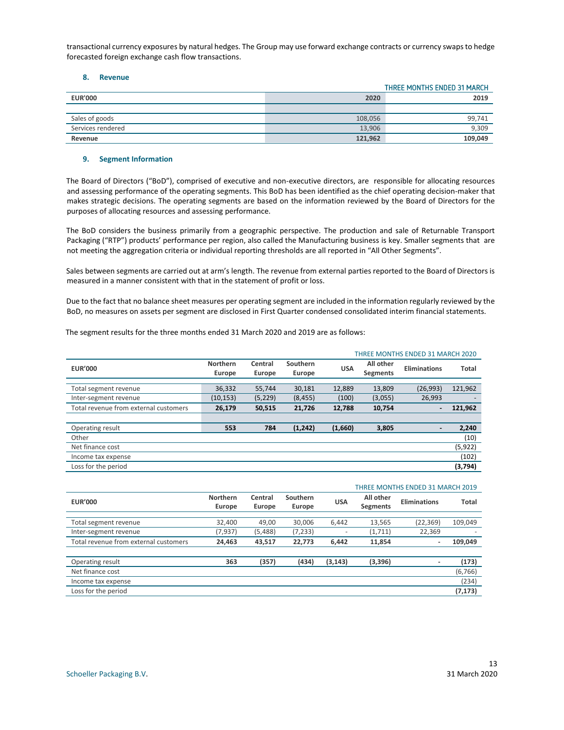transactional currency exposures by natural hedges. The Group may use forward exchange contracts or currency swaps to hedge forecasted foreign exchange cash flow transactions.

### 8. Revenue

| EUR'000 | THREE MONTHS ENDED 31 MARCH 2020 | 2019 |
|---|---|---|
| | | |
| Sales of goods | 108,056 | 99,741 |
| Services rendered | 13,906 | 9,309 |
| **Revenue** | **121,962** | **109,049** |

### 9. Segment Information

The Board of Directors ("BoD"), comprised of executive and non-executive directors, are responsible for allocating resources and assessing performance of the operating segments. This BoD has been identified as the chief operating decision-maker that makes strategic decisions. The operating segments are based on the information reviewed by the Board of Directors for the purposes of allocating resources and assessing performance.

The BoD considers the business primarily from a geographic perspective. The production and sale of Returnable Transport Packaging ("RTP") products' performance per region, also called the Manufacturing business is key. Smaller segments that are not meeting the aggregation criteria or individual reporting thresholds are all reported in "All Other Segments".

Sales between segments are carried out at arm's length. The revenue from external parties reported to the Board of Directors is measured in a manner consistent with that in the statement of profit or loss.

Due to the fact that no balance sheet measures per operating segment are included in the information regularly reviewed by the BoD, no measures on assets per segment are disclosed in First Quarter condensed consolidated interim financial statements.

The segment results for the three months ended 31 March 2020 and 2019 are as follows:

THREE MONTHS ENDED 31 MARCH 2020

| EUR'000 | Northern Europe | Central Europe | Southern Europe | USA | All other Segments | Eliminations | Total |
|---|---|---|---|---|---|---|---|
| Total segment revenue | 36,332 | 55,744 | 30,181 | 12,889 | 13,809 | (26,993) | 121,962 |
| Inter-segment revenue | (10,153) | (5,229) | (8,455) | (100) | (3,055) | 26,993 | - |
| Total revenue from external customers | **26,179** | **50,515** | **21,726** | **12,788** | **10,754** | **-** | **121,962** |
| | | | | | | | |
| Operating result | **553** | **784** | **(1,242)** | **(1,660)** | **3,805** | **-** | **2,240** |
| Other | | | | | | | (10) |
| Net finance cost | | | | | | | (5,922) |
| Income tax expense | | | | | | | (102) |
| Loss for the period | | | | | | | **(3,794)** |

THREE MONTHS ENDED 31 MARCH 2019

| EUR'000 | Northern Europe | Central Europe | Southern Europe | USA | All other Segments | Eliminations | Total |
|---|---|---|---|---|---|---|---|
| Total segment revenue | 32,400 | 49,00 | 30,006 | 6,442 | 13,565 | (22,369) | 109,049 |
| Inter-segment revenue | (7,937) | (5,488) | (7,233) | - | (1,711) | 22,369 | - |
| Total revenue from external customers | **24,463** | **43,517** | **22,773** | **6,442** | **11,854** | **-** | **109,049** |
| | | | | | | | |
| Operating result | **363** | **(357)** | **(434)** | **(3,143)** | **(3,396)** | **-** | **(173)** |
| Net finance cost | | | | | | | (6,766) |
| Income tax expense | | | | | | | (234) |
| Loss for the period | | | | | | | **(7,173)** |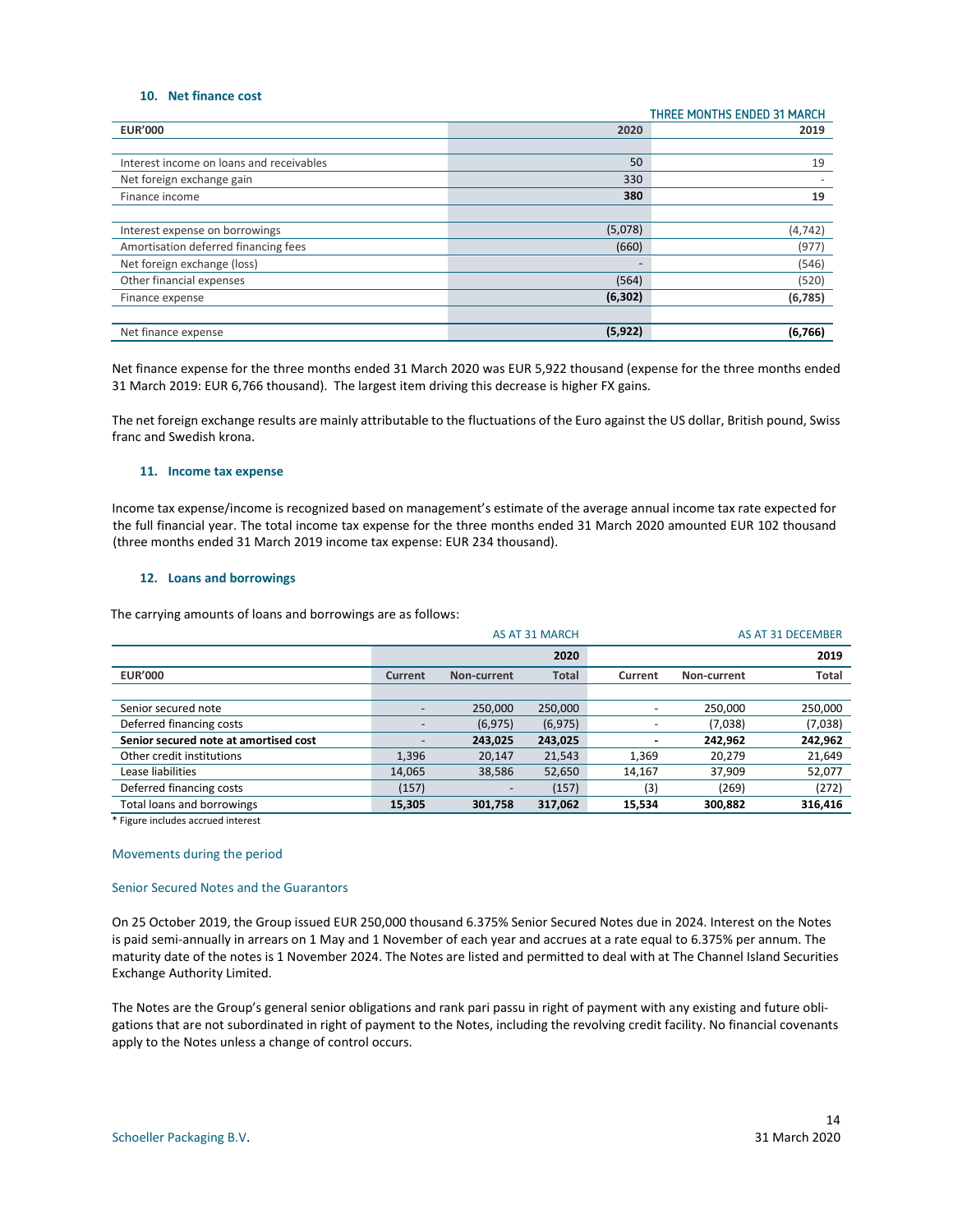### 10. Net finance cost

| EUR'000 | THREE MONTHS ENDED 31 MARCH 2020 | 2019 |
|---|---|---|
| | | |
| Interest income on loans and receivables | 50 | 19 |
| Net foreign exchange gain | 330 | - |
| **Finance income** | **380** | **19** |
| | | |
| Interest expense on borrowings | (5,078) | (4,742) |
| Amortisation deferred financing fees | (660) | (977) |
| Net foreign exchange (loss) | - | (546) |
| Other financial expenses | (564) | (520) |
| **Finance expense** | **(6,302)** | **(6,785)** |
| | | |
| **Net finance expense** | **(5,922)** | **(6,766)** |

Net finance expense for the three months ended 31 March 2020 was EUR 5,922 thousand (expense for the three months ended 31 March 2019: EUR 6,766 thousand). The largest item driving this decrease is higher FX gains.

The net foreign exchange results are mainly attributable to the fluctuations of the Euro against the US dollar, British pound, Swiss franc and Swedish krona.

### 11. Income tax expense

Income tax expense/income is recognized based on management's estimate of the average annual income tax rate expected for the full financial year. The total income tax expense for the three months ended 31 March 2020 amounted EUR 102 thousand (three months ended 31 March 2019 income tax expense: EUR 234 thousand).

### 12. Loans and borrowings

The carrying amounts of loans and borrowings are as follows:

| | AS AT 31 MARCH | | 2020 | AS AT 31 DECEMBER | | 2019 |
|---|---|---|---|---|---|---|
| **EUR'000** | **Current** | **Non-current** | **Total** | **Current** | **Non-current** | **Total** |
| | | | | | | |
| Senior secured note | - | 250,000 | 250,000 | - | 250,000 | 250,000 |
| Deferred financing costs | - | (6,975) | (6,975) | - | (7,038) | (7,038) |
| **Senior secured note at amortised cost** | - | **243,025** | **243,025** | - | **242,962** | **242,962** |
| Other credit institutions | 1,396 | 20,147 | 21,543 | 1,369 | 20,279 | 21,649 |
| Lease liabilities | 14,065 | 38,586 | 52,650 | 14,167 | 37,909 | 52,077 |
| Deferred financing costs | (157) | - | (157) | (3) | (269) | (272) |
| Total loans and borrowings | **15,305** | **301,758** | **317,062** | **15,534** | **300,882** | **316,416** |

* Figure includes accrued interest

#### Movements during the period

#### Senior Secured Notes and the Guarantors

On 25 October 2019, the Group issued EUR 250,000 thousand 6.375% Senior Secured Notes due in 2024. Interest on the Notes is paid semi-annually in arrears on 1 May and 1 November of each year and accrues at a rate equal to 6.375% per annum. The maturity date of the notes is 1 November 2024. The Notes are listed and permitted to deal with at The Channel Island Securities Exchange Authority Limited.

The Notes are the Group's general senior obligations and rank pari passu in right of payment with any existing and future obligations that are not subordinated in right of payment to the Notes, including the revolving credit facility. No financial covenants apply to the Notes unless a change of control occurs.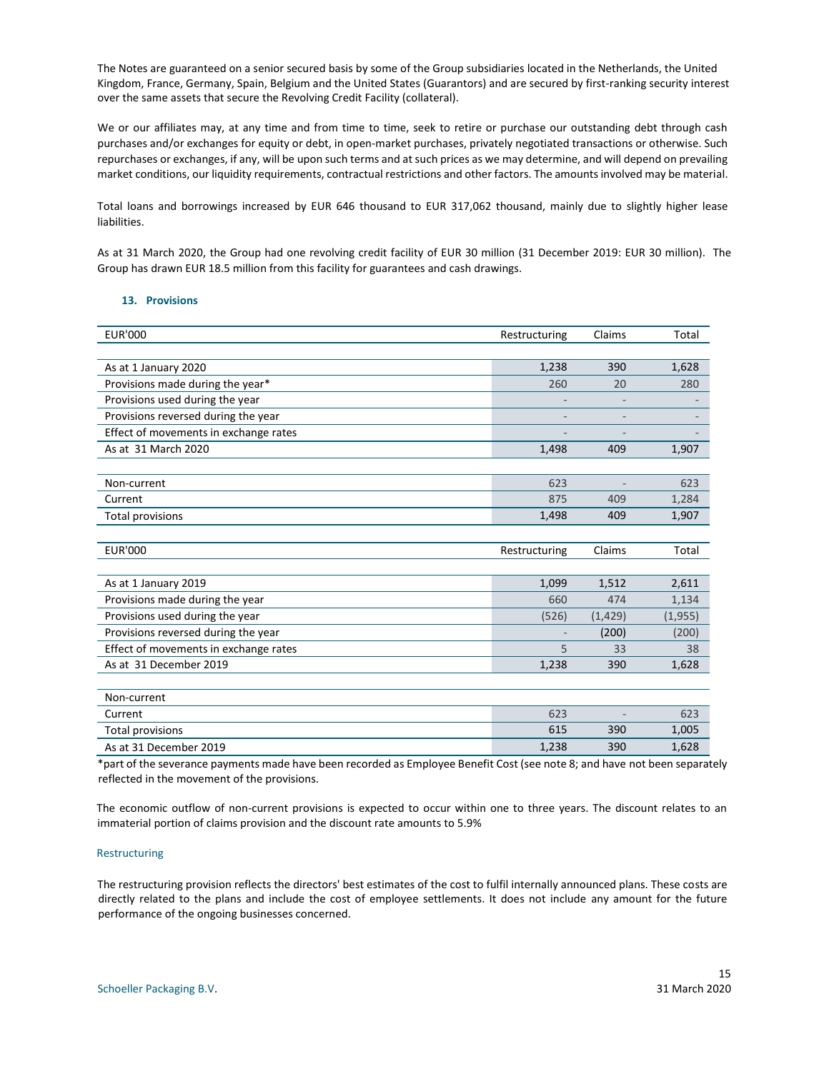The Notes are guaranteed on a senior secured basis by some of the Group subsidiaries located in the Netherlands, the United Kingdom, France, Germany, Spain, Belgium and the United States (Guarantors) and are secured by first-ranking security interest over the same assets that secure the Revolving Credit Facility (collateral).

We or our affiliates may, at any time and from time to time, seek to retire or purchase our outstanding debt through cash purchases and/or exchanges for equity or debt, in open-market purchases, privately negotiated transactions or otherwise. Such repurchases or exchanges, if any, will be upon such terms and at such prices as we may determine, and will depend on prevailing market conditions, our liquidity requirements, contractual restrictions and other factors. The amounts involved may be material.

Total loans and borrowings increased by EUR 646 thousand to EUR 317,062 thousand, mainly due to slightly higher lease liabilities.

As at 31 March 2020, the Group had one revolving credit facility of EUR 30 million (31 December 2019: EUR 30 million). The Group has drawn EUR 18.5 million from this facility for guarantees and cash drawings.

## 13. Provisions

| EUR'000 | Restructuring | Claims | Total |
|---|---|---|---|
| As at 1 January 2020 | 1,238 | 390 | 1,628 |
| Provisions made during the year* | 260 | 20 | 280 |
| Provisions used during the year | - | - | - |
| Provisions reversed during the year | - | - | - |
| Effect of movements in exchange rates | - | - | - |
| As at 31 March 2020 | 1,498 | 409 | 1,907 |
| | | | |
| Non-current | 623 | - | 623 |
| Current | 875 | 409 | 1,284 |
| Total provisions | 1,498 | 409 | 1,907 |

| EUR'000 | Restructuring | Claims | Total |
|---|---|---|---|
| As at 1 January 2019 | 1,099 | 1,512 | 2,611 |
| Provisions made during the year | 660 | 474 | 1,134 |
| Provisions used during the year | (526) | (1,429) | (1,955) |
| Provisions reversed during the year | - | (200) | (200) |
| Effect of movements in exchange rates | 5 | 33 | 38 |
| As at 31 December 2019 | 1,238 | 390 | 1,628 |
| | | | |
| Non-current | | | |
| Current | 623 | - | 623 |
| Total provisions | 615 | 390 | 1,005 |
| As at 31 December 2019 | 1,238 | 390 | 1,628 |

*part of the severance payments made have been recorded as Employee Benefit Cost (see note 8; and have not been separately reflected in the movement of the provisions.

The economic outflow of non-current provisions is expected to occur within one to three years. The discount relates to an immaterial portion of claims provision and the discount rate amounts to 5.9%

### Restructuring

The restructuring provision reflects the directors' best estimates of the cost to fulfil internally announced plans. These costs are directly related to the plans and include the cost of employee settlements. It does not include any amount for the future performance of the ongoing businesses concerned.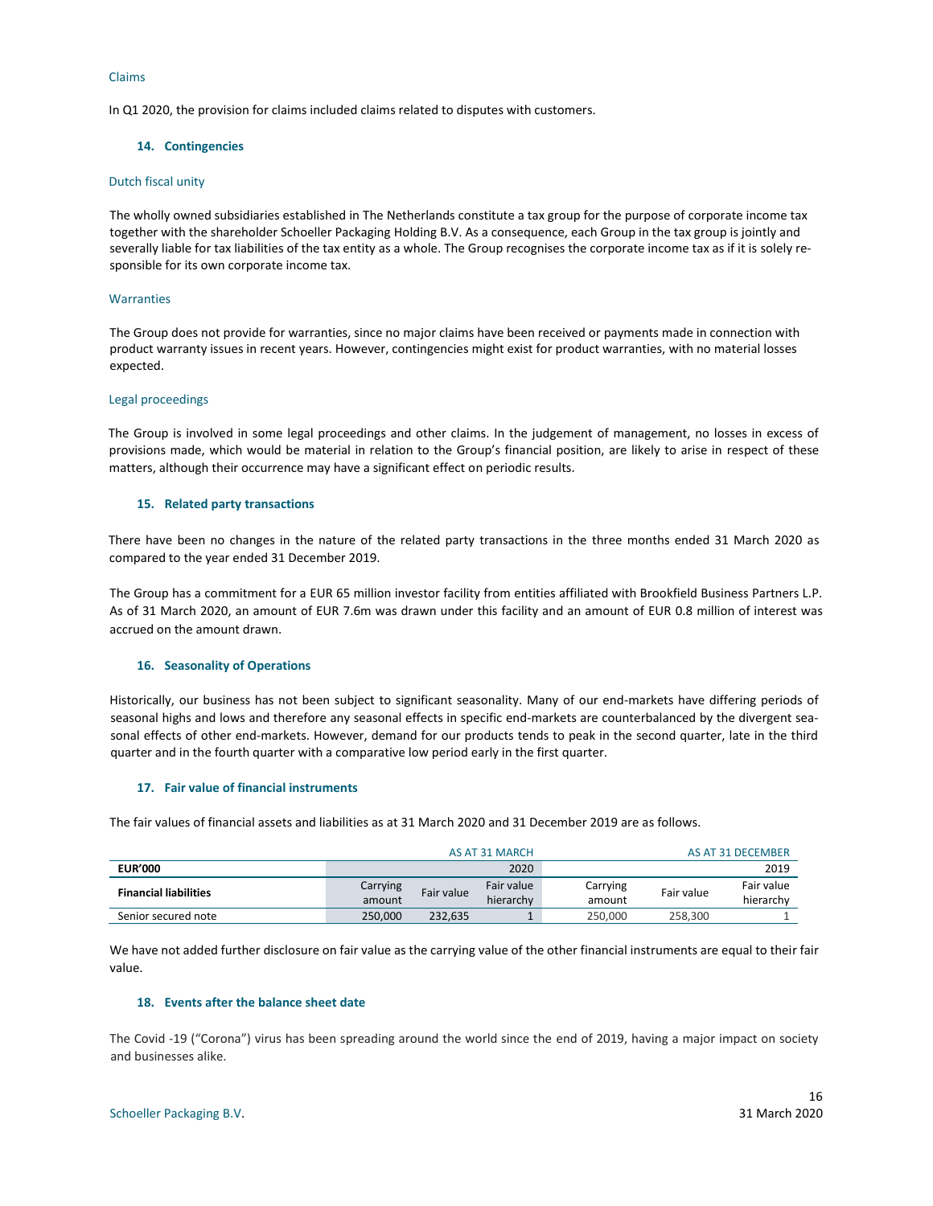### Claims

In Q1 2020, the provision for claims included claims related to disputes with customers.

## 14. Contingencies

### Dutch fiscal unity

The wholly owned subsidiaries established in The Netherlands constitute a tax group for the purpose of corporate income tax together with the shareholder Schoeller Packaging Holding B.V. As a consequence, each Group in the tax group is jointly and severally liable for tax liabilities of the tax entity as a whole. The Group recognises the corporate income tax as if it is solely responsible for its own corporate income tax.

### Warranties

The Group does not provide for warranties, since no major claims have been received or payments made in connection with product warranty issues in recent years. However, contingencies might exist for product warranties, with no material losses expected.

### Legal proceedings

The Group is involved in some legal proceedings and other claims. In the judgement of management, no losses in excess of provisions made, which would be material in relation to the Group's financial position, are likely to arise in respect of these matters, although their occurrence may have a significant effect on periodic results.

## 15. Related party transactions

There have been no changes in the nature of the related party transactions in the three months ended 31 March 2020 as compared to the year ended 31 December 2019.

The Group has a commitment for a EUR 65 million investor facility from entities affiliated with Brookfield Business Partners L.P. As of 31 March 2020, an amount of EUR 7.6m was drawn under this facility and an amount of EUR 0.8 million of interest was accrued on the amount drawn.

## 16. Seasonality of Operations

Historically, our business has not been subject to significant seasonality. Many of our end-markets have differing periods of seasonal highs and lows and therefore any seasonal effects in specific end-markets are counterbalanced by the divergent seasonal effects of other end-markets. However, demand for our products tends to peak in the second quarter, late in the third quarter and in the fourth quarter with a comparative low period early in the first quarter.

## 17. Fair value of financial instruments

The fair values of financial assets and liabilities as at 31 March 2020 and 31 December 2019 are as follows.

| | AS AT 31 MARCH | | | AS AT 31 DECEMBER | | |
|---|---|---|---|---|---|---|
| **EUR'000** | | | 2020 | | | 2019 |
| **Financial liabilities** | Carrying amount | Fair value | Fair value hierarchy | Carrying amount | Fair value | Fair value hierarchy |
| Senior secured note | 250,000 | 232,635 | 1 | 250,000 | 258,300 | 1 |

We have not added further disclosure on fair value as the carrying value of the other financial instruments are equal to their fair value.

## 18. Events after the balance sheet date

The Covid -19 ("Corona") virus has been spreading around the world since the end of 2019, having a major impact on society and businesses alike.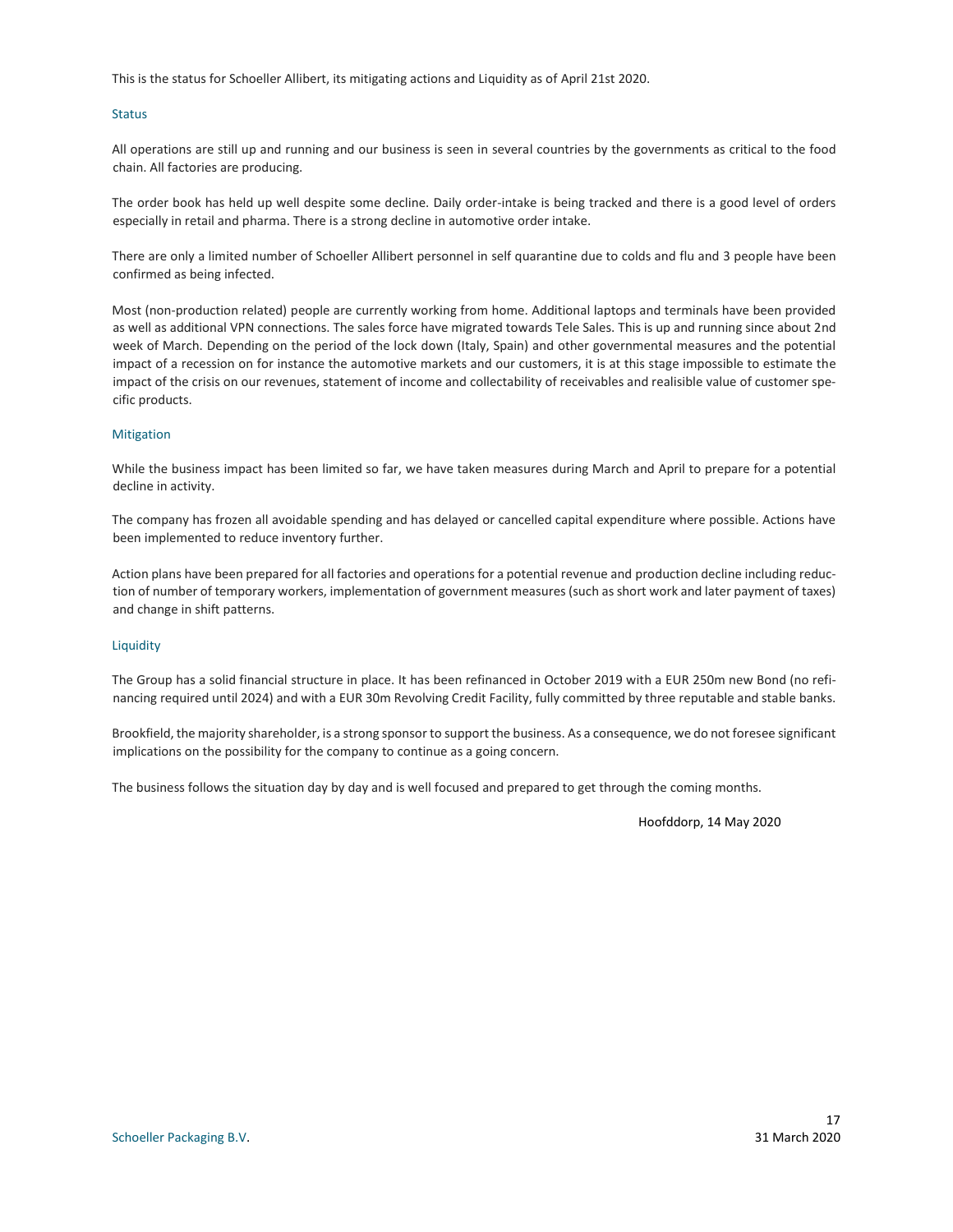This is the status for Schoeller Allibert, its mitigating actions and Liquidity as of April 21st 2020.

### Status

All operations are still up and running and our business is seen in several countries by the governments as critical to the food chain. All factories are producing.

The order book has held up well despite some decline. Daily order-intake is being tracked and there is a good level of orders especially in retail and pharma. There is a strong decline in automotive order intake.

There are only a limited number of Schoeller Allibert personnel in self quarantine due to colds and flu and 3 people have been confirmed as being infected.

Most (non-production related) people are currently working from home. Additional laptops and terminals have been provided as well as additional VPN connections. The sales force have migrated towards Tele Sales. This is up and running since about 2nd week of March. Depending on the period of the lock down (Italy, Spain) and other governmental measures and the potential impact of a recession on for instance the automotive markets and our customers, it is at this stage impossible to estimate the impact of the crisis on our revenues, statement of income and collectability of receivables and realisible value of customer specific products.

### Mitigation

While the business impact has been limited so far, we have taken measures during March and April to prepare for a potential decline in activity.

The company has frozen all avoidable spending and has delayed or cancelled capital expenditure where possible. Actions have been implemented to reduce inventory further.

Action plans have been prepared for all factories and operations for a potential revenue and production decline including reduction of number of temporary workers, implementation of government measures (such as short work and later payment of taxes) and change in shift patterns.

### Liquidity

The Group has a solid financial structure in place. It has been refinanced in October 2019 with a EUR 250m new Bond (no refinancing required until 2024) and with a EUR 30m Revolving Credit Facility, fully committed by three reputable and stable banks.

Brookfield, the majority shareholder, is a strong sponsor to support the business. As a consequence, we do not foresee significant implications on the possibility for the company to continue as a going concern.

The business follows the situation day by day and is well focused and prepared to get through the coming months.

Hoofddorp, 14 May 2020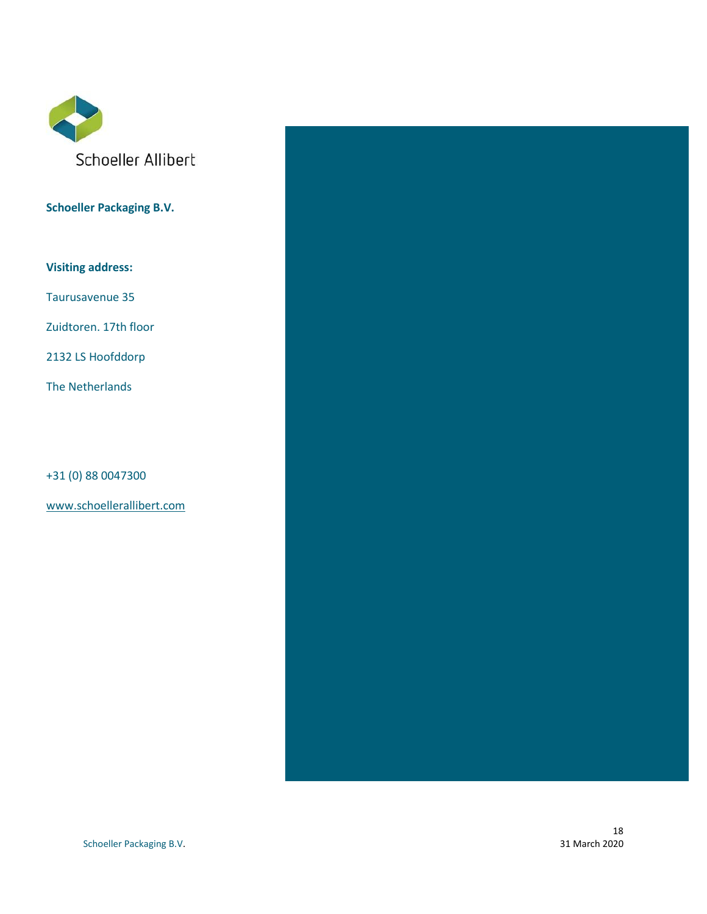Schoeller Allibert

**Schoeller Packaging B.V.**

**Visiting address:**

Taurusavenue 35

Zuidtoren. 17th floor

2132 LS Hoofddorp

The Netherlands

+31 (0) 88 0047300

www.schoellerallibert.com